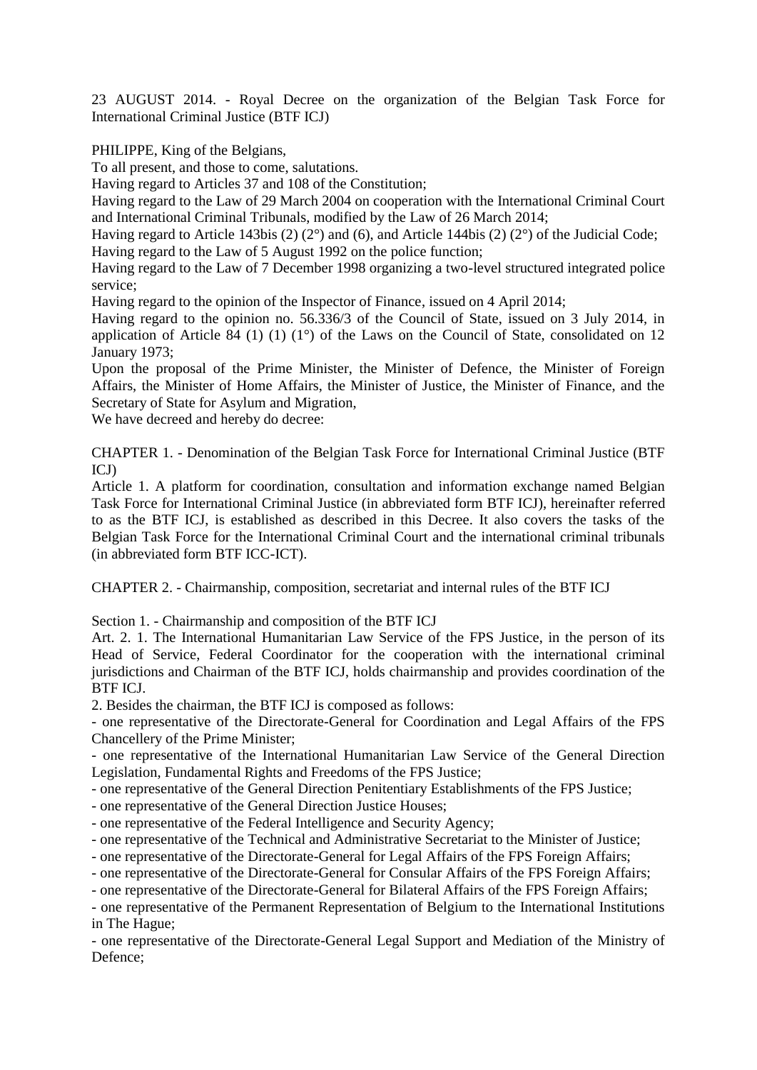23 AUGUST 2014. - Royal Decree on the organization of the Belgian Task Force for International Criminal Justice (BTF ICJ)

PHILIPPE, King of the Belgians,

To all present, and those to come, salutations.

Having regard to Articles 37 and 108 of the Constitution;

Having regard to the Law of 29 March 2004 on cooperation with the International Criminal Court and International Criminal Tribunals, modified by the Law of 26 March 2014;

Having regard to Article 143bis (2) (2°) and (6), and Article 144bis (2) (2°) of the Judicial Code;

Having regard to the Law of 5 August 1992 on the police function;

Having regard to the Law of 7 December 1998 organizing a two-level structured integrated police service;

Having regard to the opinion of the Inspector of Finance, issued on 4 April 2014;

Having regard to the opinion no. 56.336/3 of the Council of State, issued on 3 July 2014, in application of Article 84 (1) (1) (1°) of the Laws on the Council of State, consolidated on 12 January 1973;

Upon the proposal of the Prime Minister, the Minister of Defence, the Minister of Foreign Affairs, the Minister of Home Affairs, the Minister of Justice, the Minister of Finance, and the Secretary of State for Asylum and Migration,

We have decreed and hereby do decree:

## CHAPTER 1. - Denomination of the Belgian Task Force for International Criminal Justice (BTF ICJ)

Article 1. A platform for coordination, consultation and information exchange named Belgian Task Force for International Criminal Justice (in abbreviated form BTF ICJ), hereinafter referred to as the BTF ICJ, is established as described in this Decree. It also covers the tasks of the Belgian Task Force for the International Criminal Court and the international criminal tribunals (in abbreviated form BTF ICC-ICT).

## CHAPTER 2. - Chairmanship, composition, secretariat and internal rules of the BTF ICJ

### Section 1. - Chairmanship and composition of the BTF ICJ

Art. 2. 1. The International Humanitarian Law Service of the FPS Justice, in the person of its Head of Service, Federal Coordinator for the cooperation with the international criminal jurisdictions and Chairman of the BTF ICJ, holds chairmanship and provides coordination of the BTF ICJ.

2. Besides the chairman, the BTF ICJ is composed as follows:

- one representative of the Directorate-General for Coordination and Legal Affairs of the FPS Chancellery of the Prime Minister;
- one representative of the International Humanitarian Law Service of the General Direction Legislation, Fundamental Rights and Freedoms of the FPS Justice;
- one representative of the General Direction Penitentiary Establishments of the FPS Justice;
- one representative of the General Direction Justice Houses;
- one representative of the Federal Intelligence and Security Agency;
- one representative of the Technical and Administrative Secretariat to the Minister of Justice;
- one representative of the Directorate-General for Legal Affairs of the FPS Foreign Affairs;
- one representative of the Directorate-General for Consular Affairs of the FPS Foreign Affairs;
- one representative of the Directorate-General for Bilateral Affairs of the FPS Foreign Affairs;
- one representative of the Permanent Representation of Belgium to the International Institutions in The Hague;
- one representative of the Directorate-General Legal Support and Mediation of the Ministry of Defence;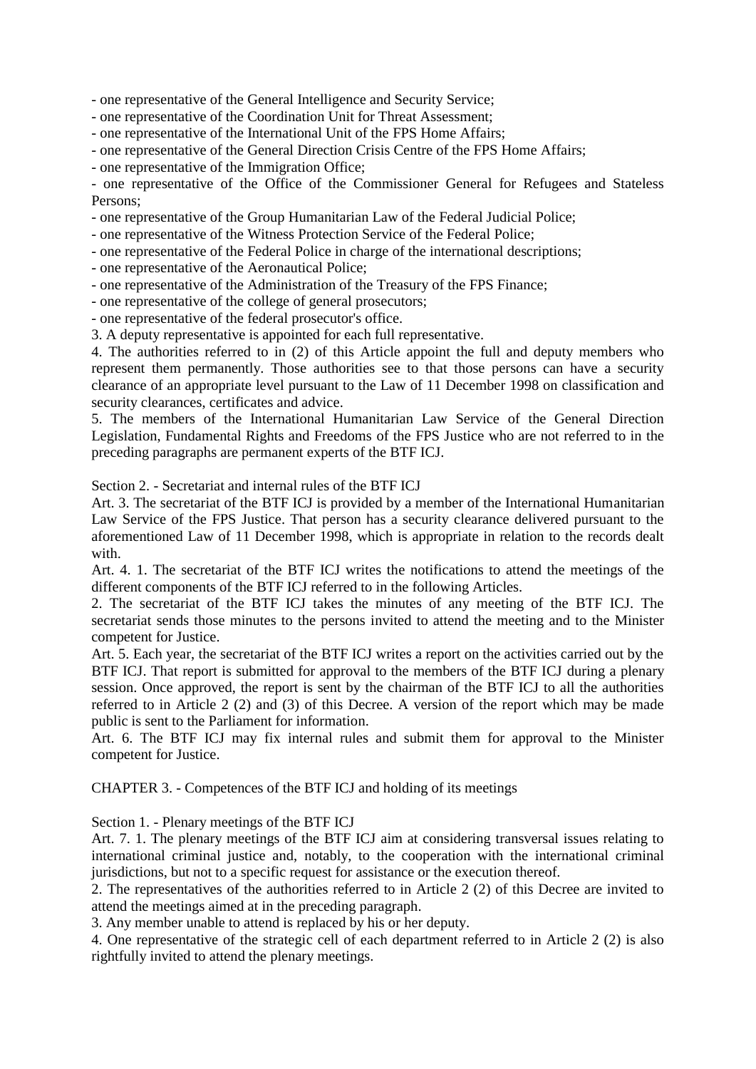- one representative of the General Intelligence and Security Service;
- one representative of the Coordination Unit for Threat Assessment;
- one representative of the International Unit of the FPS Home Affairs;
- one representative of the General Direction Crisis Centre of the FPS Home Affairs;
- one representative of the Immigration Office;
- one representative of the Office of the Commissioner General for Refugees and Stateless Persons;
- one representative of the Group Humanitarian Law of the Federal Judicial Police;
- one representative of the Witness Protection Service of the Federal Police;
- one representative of the Federal Police in charge of the international descriptions;
- one representative of the Aeronautical Police;
- one representative of the Administration of the Treasury of the FPS Finance;
- one representative of the college of general prosecutors;
- one representative of the federal prosecutor's office.

3. A deputy representative is appointed for each full representative.

4. The authorities referred to in (2) of this Article appoint the full and deputy members who represent them permanently. Those authorities see to that those persons can have a security clearance of an appropriate level pursuant to the Law of 11 December 1998 on classification and security clearances, certificates and advice.

5. The members of the International Humanitarian Law Service of the General Direction Legislation, Fundamental Rights and Freedoms of the FPS Justice who are not referred to in the preceding paragraphs are permanent experts of the BTF ICJ.

Section 2. - Secretariat and internal rules of the BTF ICJ

Art. 3. The secretariat of the BTF ICJ is provided by a member of the International Humanitarian Law Service of the FPS Justice. That person has a security clearance delivered pursuant to the aforementioned Law of 11 December 1998, which is appropriate in relation to the records dealt with.

Art. 4. 1. The secretariat of the BTF ICJ writes the notifications to attend the meetings of the different components of the BTF ICJ referred to in the following Articles.

2. The secretariat of the BTF ICJ takes the minutes of any meeting of the BTF ICJ. The secretariat sends those minutes to the persons invited to attend the meeting and to the Minister competent for Justice.

Art. 5. Each year, the secretariat of the BTF ICJ writes a report on the activities carried out by the BTF ICJ. That report is submitted for approval to the members of the BTF ICJ during a plenary session. Once approved, the report is sent by the chairman of the BTF ICJ to all the authorities referred to in Article 2 (2) and (3) of this Decree. A version of the report which may be made public is sent to the Parliament for information.

Art. 6. The BTF ICJ may fix internal rules and submit them for approval to the Minister competent for Justice.

CHAPTER 3. - Competences of the BTF ICJ and holding of its meetings

Section 1. - Plenary meetings of the BTF ICJ

Art. 7. 1. The plenary meetings of the BTF ICJ aim at considering transversal issues relating to international criminal justice and, notably, to the cooperation with the international criminal jurisdictions, but not to a specific request for assistance or the execution thereof.

2. The representatives of the authorities referred to in Article 2 (2) of this Decree are invited to attend the meetings aimed at in the preceding paragraph.

3. Any member unable to attend is replaced by his or her deputy.

4. One representative of the strategic cell of each department referred to in Article 2 (2) is also rightfully invited to attend the plenary meetings.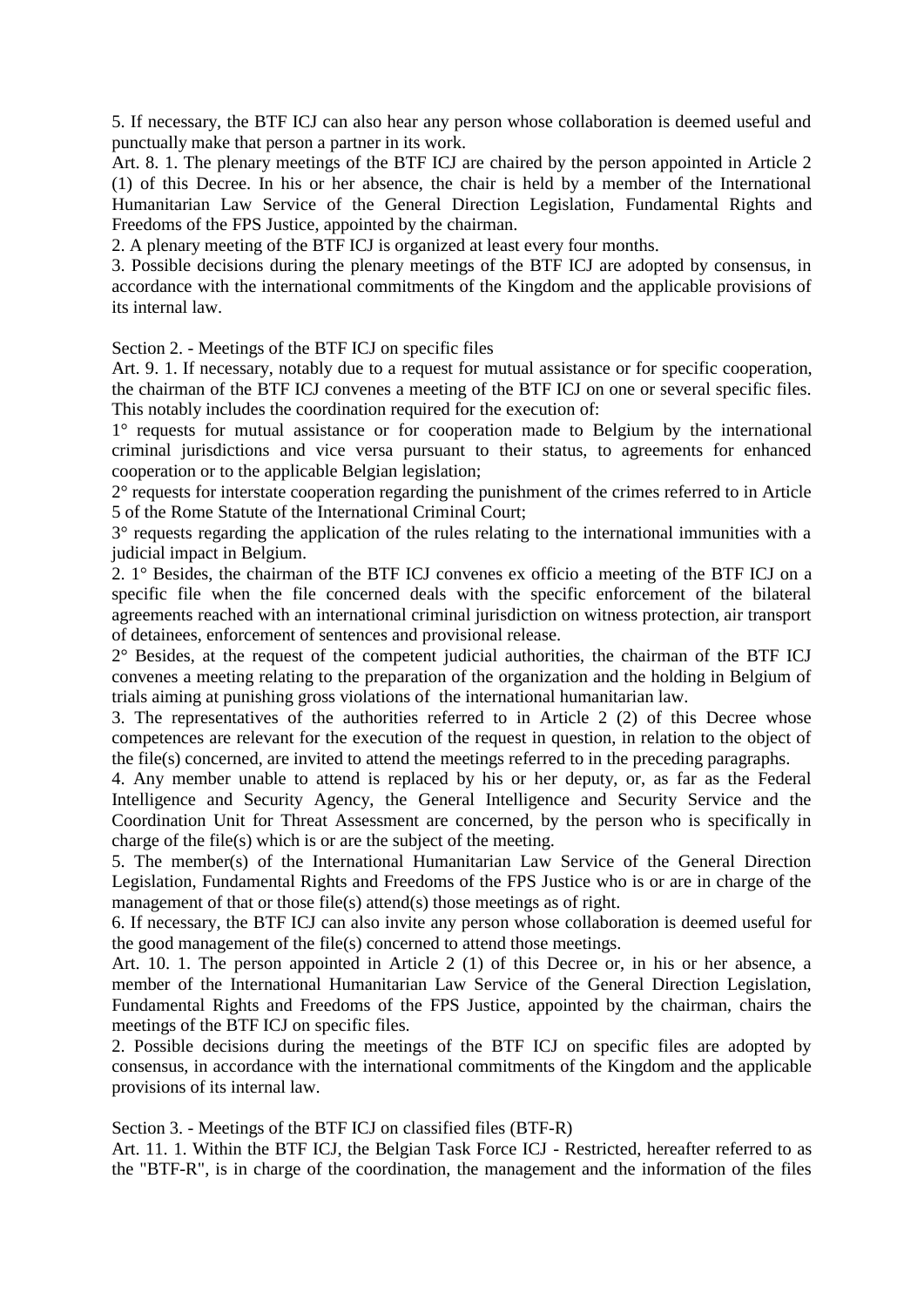5. If necessary, the BTF ICJ can also hear any person whose collaboration is deemed useful and punctually make that person a partner in its work.

Art. 8. 1. The plenary meetings of the BTF ICJ are chaired by the person appointed in Article 2 (1) of this Decree. In his or her absence, the chair is held by a member of the International Humanitarian Law Service of the General Direction Legislation, Fundamental Rights and Freedoms of the FPS Justice, appointed by the chairman.

2. A plenary meeting of the BTF ICJ is organized at least every four months.

3. Possible decisions during the plenary meetings of the BTF ICJ are adopted by consensus, in accordance with the international commitments of the Kingdom and the applicable provisions of its internal law.

Section 2. - Meetings of the BTF ICJ on specific files

Art. 9. 1. If necessary, notably due to a request for mutual assistance or for specific cooperation, the chairman of the BTF ICJ convenes a meeting of the BTF ICJ on one or several specific files. This notably includes the coordination required for the execution of:

1° requests for mutual assistance or for cooperation made to Belgium by the international criminal jurisdictions and vice versa pursuant to their status, to agreements for enhanced cooperation or to the applicable Belgian legislation;

2° requests for interstate cooperation regarding the punishment of the crimes referred to in Article 5 of the Rome Statute of the International Criminal Court;

3° requests regarding the application of the rules relating to the international immunities with a judicial impact in Belgium.

2. 1° Besides, the chairman of the BTF ICJ convenes ex officio a meeting of the BTF ICJ on a specific file when the file concerned deals with the specific enforcement of the bilateral agreements reached with an international criminal jurisdiction on witness protection, air transport of detainees, enforcement of sentences and provisional release.

2° Besides, at the request of the competent judicial authorities, the chairman of the BTF ICJ convenes a meeting relating to the preparation of the organization and the holding in Belgium of trials aiming at punishing gross violations of the international humanitarian law.

3. The representatives of the authorities referred to in Article 2 (2) of this Decree whose competences are relevant for the execution of the request in question, in relation to the object of the file(s) concerned, are invited to attend the meetings referred to in the preceding paragraphs.

4. Any member unable to attend is replaced by his or her deputy, or, as far as the Federal Intelligence and Security Agency, the General Intelligence and Security Service and the Coordination Unit for Threat Assessment are concerned, by the person who is specifically in charge of the file(s) which is or are the subject of the meeting.

5. The member(s) of the International Humanitarian Law Service of the General Direction Legislation, Fundamental Rights and Freedoms of the FPS Justice who is or are in charge of the management of that or those file(s) attend(s) those meetings as of right.

6. If necessary, the BTF ICJ can also invite any person whose collaboration is deemed useful for the good management of the file(s) concerned to attend those meetings.

Art. 10. 1. The person appointed in Article 2 (1) of this Decree or, in his or her absence, a member of the International Humanitarian Law Service of the General Direction Legislation, Fundamental Rights and Freedoms of the FPS Justice, appointed by the chairman, chairs the meetings of the BTF ICJ on specific files.

2. Possible decisions during the meetings of the BTF ICJ on specific files are adopted by consensus, in accordance with the international commitments of the Kingdom and the applicable provisions of its internal law.

Section 3. - Meetings of the BTF ICJ on classified files (BTF-R)

Art. 11. 1. Within the BTF ICJ, the Belgian Task Force ICJ - Restricted, hereafter referred to as the "BTF-R", is in charge of the coordination, the management and the information of the files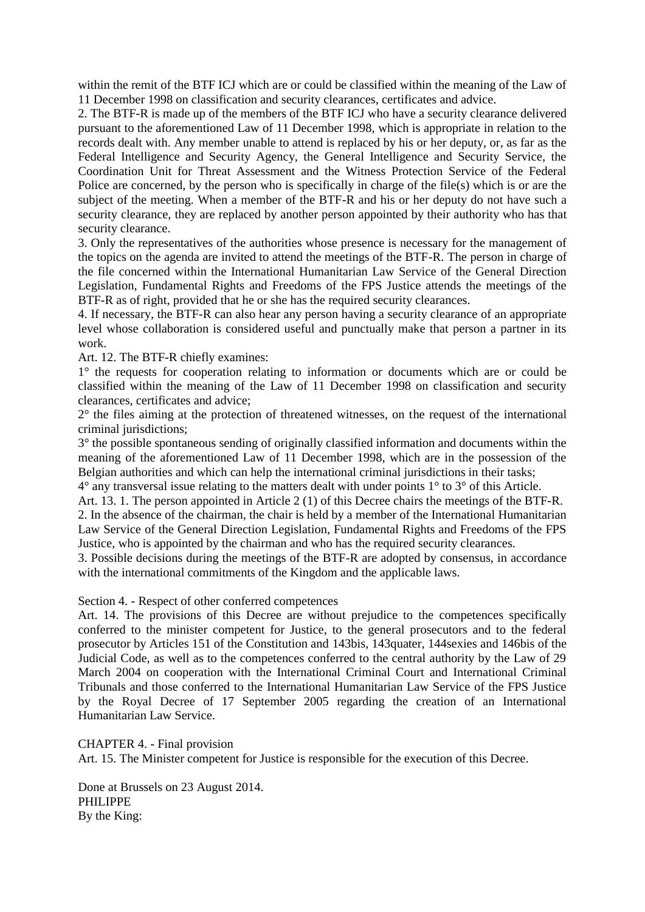within the remit of the BTF ICJ which are or could be classified within the meaning of the Law of 11 December 1998 on classification and security clearances, certificates and advice.

2. The BTF-R is made up of the members of the BTF ICJ who have a security clearance delivered pursuant to the aforementioned Law of 11 December 1998, which is appropriate in relation to the records dealt with. Any member unable to attend is replaced by his or her deputy, or, as far as the Federal Intelligence and Security Agency, the General Intelligence and Security Service, the Coordination Unit for Threat Assessment and the Witness Protection Service of the Federal Police are concerned, by the person who is specifically in charge of the file(s) which is or are the subject of the meeting. When a member of the BTF-R and his or her deputy do not have such a security clearance, they are replaced by another person appointed by their authority who has that security clearance.

3. Only the representatives of the authorities whose presence is necessary for the management of the topics on the agenda are invited to attend the meetings of the BTF-R. The person in charge of the file concerned within the International Humanitarian Law Service of the General Direction Legislation, Fundamental Rights and Freedoms of the FPS Justice attends the meetings of the BTF-R as of right, provided that he or she has the required security clearances.

4. If necessary, the BTF-R can also hear any person having a security clearance of an appropriate level whose collaboration is considered useful and punctually make that person a partner in its work.

Art. 12. The BTF-R chiefly examines:

1° the requests for cooperation relating to information or documents which are or could be classified within the meaning of the Law of 11 December 1998 on classification and security clearances, certificates and advice;

2° the files aiming at the protection of threatened witnesses, on the request of the international criminal jurisdictions;

3° the possible spontaneous sending of originally classified information and documents within the meaning of the aforementioned Law of 11 December 1998, which are in the possession of the Belgian authorities and which can help the international criminal jurisdictions in their tasks;

4° any transversal issue relating to the matters dealt with under points 1° to 3° of this Article.

Art. 13. 1. The person appointed in Article 2 (1) of this Decree chairs the meetings of the BTF-R.

2. In the absence of the chairman, the chair is held by a member of the International Humanitarian Law Service of the General Direction Legislation, Fundamental Rights and Freedoms of the FPS Justice, who is appointed by the chairman and who has the required security clearances.

3. Possible decisions during the meetings of the BTF-R are adopted by consensus, in accordance with the international commitments of the Kingdom and the applicable laws.

Section 4. - Respect of other conferred competences

Art. 14. The provisions of this Decree are without prejudice to the competences specifically conferred to the minister competent for Justice, to the general prosecutors and to the federal prosecutor by Articles 151 of the Constitution and 143bis, 143quater, 144sexies and 146bis of the Judicial Code, as well as to the competences conferred to the central authority by the Law of 29 March 2004 on cooperation with the International Criminal Court and International Criminal Tribunals and those conferred to the International Humanitarian Law Service of the FPS Justice by the Royal Decree of 17 September 2005 regarding the creation of an International Humanitarian Law Service.

CHAPTER 4. - Final provision

Art. 15. The Minister competent for Justice is responsible for the execution of this Decree.

Done at Brussels on 23 August 2014.

PHILIPPE

By the King: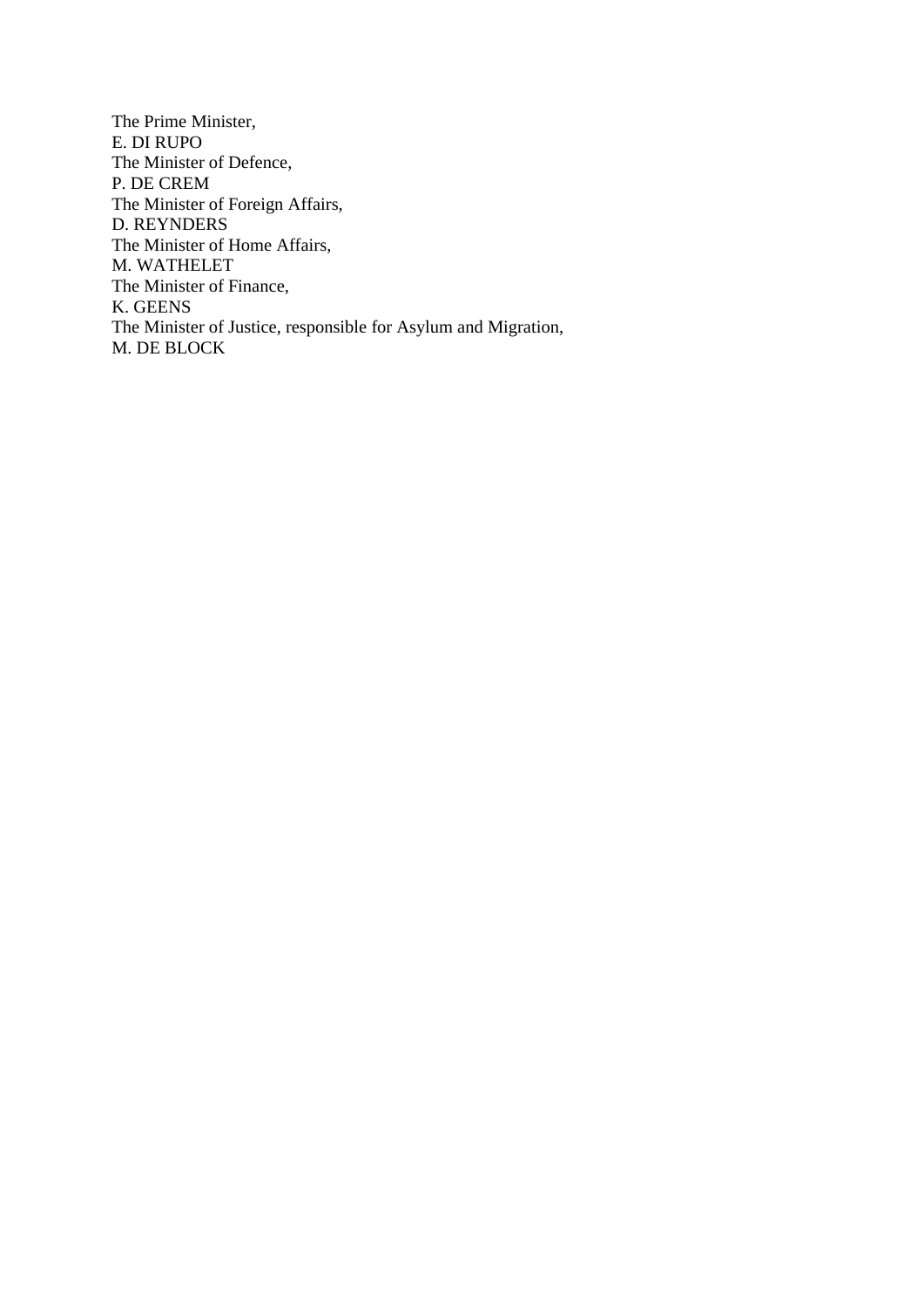The Prime Minister,
E. DI RUPO
The Minister of Defence,
P. DE CREM
The Minister of Foreign Affairs,
D. REYNDERS
The Minister of Home Affairs,
M. WATHELET
The Minister of Finance,
K. GEENS
The Minister of Justice, responsible for Asylum and Migration,
M. DE BLOCK